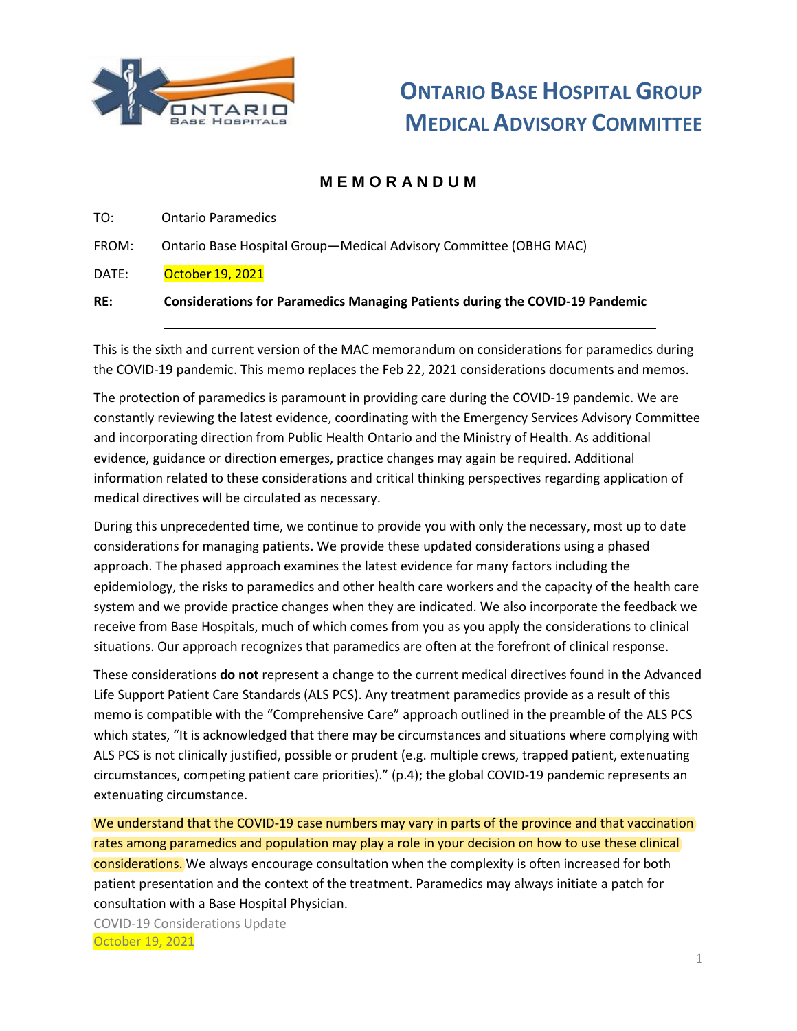# Ontario Base Hospital Group Medical Advisory Committee

**M E M O R A N D U M**

TO: Ontario Paramedics

FROM: Ontario Base Hospital Group—Medical Advisory Committee (OBHG MAC)

DATE: October 19, 2021

**RE: Considerations for Paramedics Managing Patients during the COVID-19 Pandemic**

---

This is the sixth and current version of the MAC memorandum on considerations for paramedics during the COVID-19 pandemic. This memo replaces the Feb 22, 2021 considerations documents and memos.

The protection of paramedics is paramount in providing care during the COVID-19 pandemic. We are constantly reviewing the latest evidence, coordinating with the Emergency Services Advisory Committee and incorporating direction from Public Health Ontario and the Ministry of Health. As additional evidence, guidance or direction emerges, practice changes may again be required. Additional information related to these considerations and critical thinking perspectives regarding application of medical directives will be circulated as necessary.

During this unprecedented time, we continue to provide you with only the necessary, most up to date considerations for managing patients. We provide these updated considerations using a phased approach. The phased approach examines the latest evidence for many factors including the epidemiology, the risks to paramedics and other health care workers and the capacity of the health care system and we provide practice changes when they are indicated. We also incorporate the feedback we receive from Base Hospitals, much of which comes from you as you apply the considerations to clinical situations. Our approach recognizes that paramedics are often at the forefront of clinical response.

These considerations **do not** represent a change to the current medical directives found in the Advanced Life Support Patient Care Standards (ALS PCS). Any treatment paramedics provide as a result of this memo is compatible with the "Comprehensive Care" approach outlined in the preamble of the ALS PCS which states, "It is acknowledged that there may be circumstances and situations where complying with ALS PCS is not clinically justified, possible or prudent (e.g. multiple crews, trapped patient, extenuating circumstances, competing patient care priorities)." (p.4); the global COVID-19 pandemic represents an extenuating circumstance.

We understand that the COVID-19 case numbers may vary in parts of the province and that vaccination rates among paramedics and population may play a role in your decision on how to use these clinical considerations. We always encourage consultation when the complexity is often increased for both patient presentation and the context of the treatment. Paramedics may always initiate a patch for consultation with a Base Hospital Physician.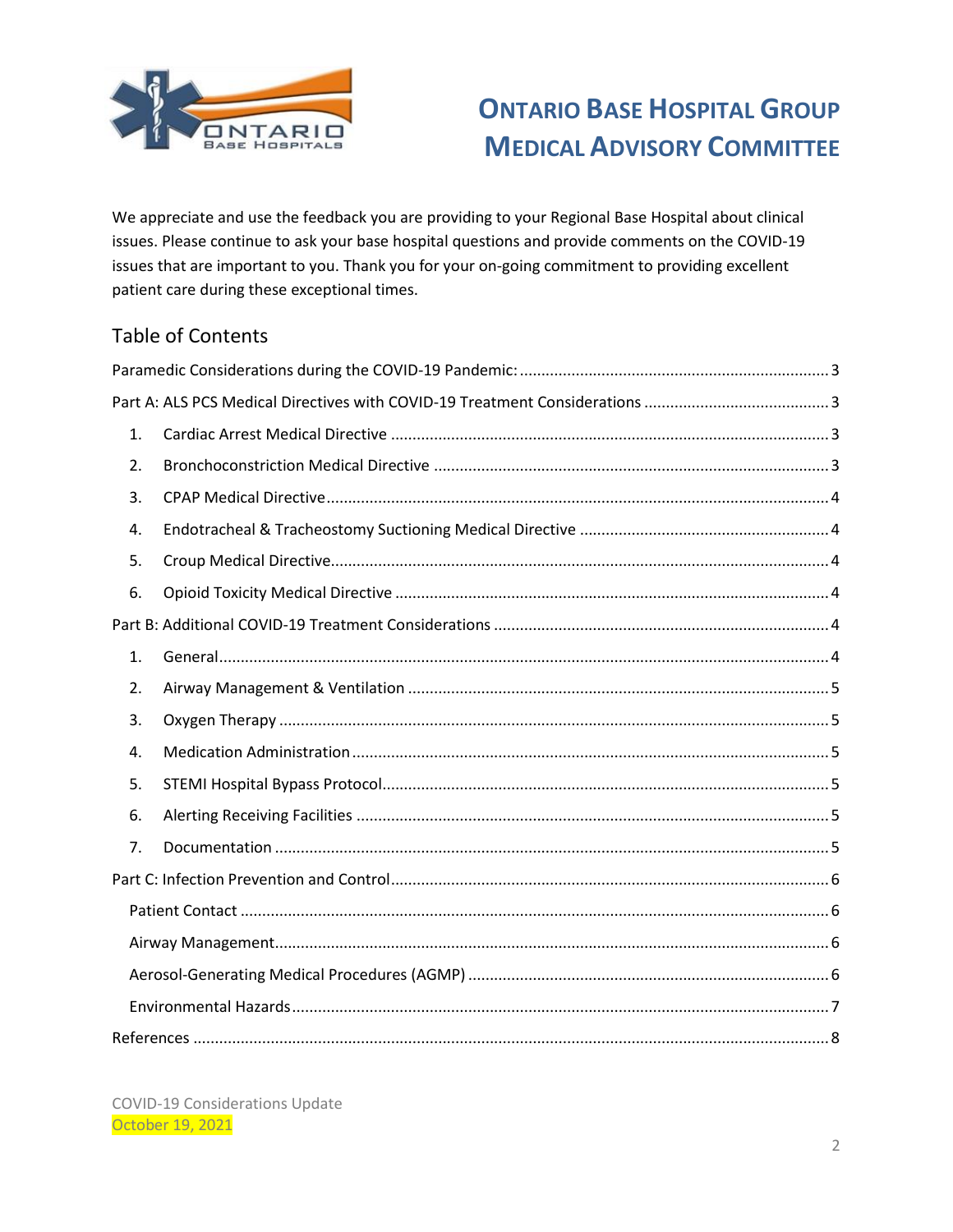# ONTARIO BASE HOSPITAL GROUP MEDICAL ADVISORY COMMITTEE

We appreciate and use the feedback you are providing to your Regional Base Hospital about clinical issues. Please continue to ask your base hospital questions and provide comments on the COVID-19 issues that are important to you. Thank you for your on-going commitment to providing excellent patient care during these exceptional times.

## Table of Contents

Paramedic Considerations during the COVID-19 Pandemic: ........ 3

Part A: ALS PCS Medical Directives with COVID-19 Treatment Considerations ........ 3

1. Cardiac Arrest Medical Directive ........ 3
2. Bronchoconstriction Medical Directive ........ 3
3. CPAP Medical Directive ........ 4
4. Endotracheal & Tracheostomy Suctioning Medical Directive ........ 4
5. Croup Medical Directive ........ 4
6. Opioid Toxicity Medical Directive ........ 4

Part B: Additional COVID-19 Treatment Considerations ........ 4

1. General ........ 4
2. Airway Management & Ventilation ........ 5
3. Oxygen Therapy ........ 5
4. Medication Administration ........ 5
5. STEMI Hospital Bypass Protocol ........ 5
6. Alerting Receiving Facilities ........ 5
7. Documentation ........ 5

Part C: Infection Prevention and Control ........ 6

- Patient Contact ........ 6
- Airway Management ........ 6
- Aerosol-Generating Medical Procedures (AGMP) ........ 6
- Environmental Hazards ........ 7

References ........ 8

COVID-19 Considerations Update
October 19, 2021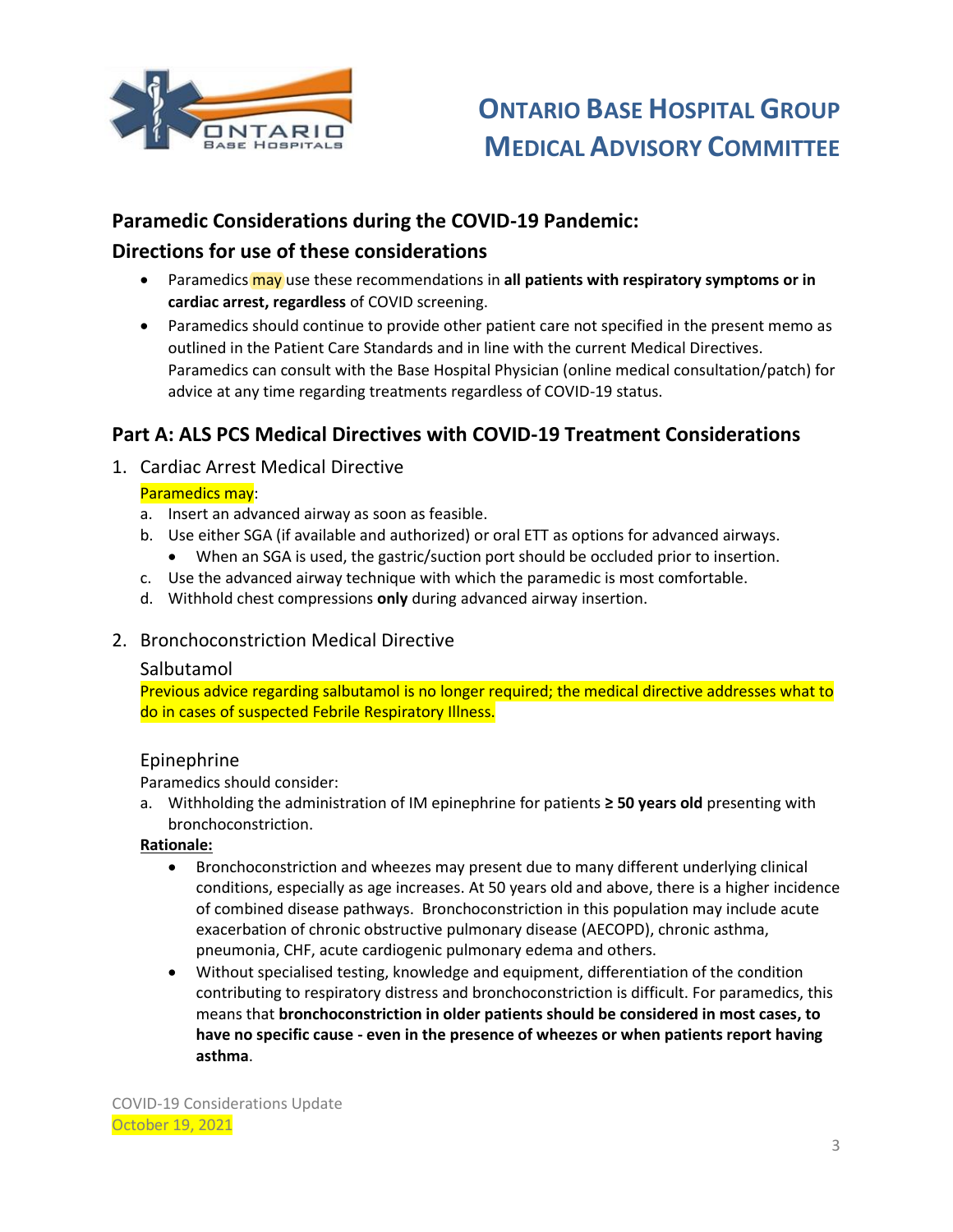# ONTARIO BASE HOSPITAL GROUP MEDICAL ADVISORY COMMITTEE

## Paramedic Considerations during the COVID-19 Pandemic:

## Directions for use of these considerations

- Paramedics may use these recommendations in **all patients with respiratory symptoms or in cardiac arrest, regardless** of COVID screening.
- Paramedics should continue to provide other patient care not specified in the present memo as outlined in the Patient Care Standards and in line with the current Medical Directives. Paramedics can consult with the Base Hospital Physician (online medical consultation/patch) for advice at any time regarding treatments regardless of COVID-19 status.

## Part A: ALS PCS Medical Directives with COVID-19 Treatment Considerations

### 1. Cardiac Arrest Medical Directive

Paramedics may:

a. Insert an advanced airway as soon as feasible.

b. Use either SGA (if available and authorized) or oral ETT as options for advanced airways.
   - When an SGA is used, the gastric/suction port should be occluded prior to insertion.

c. Use the advanced airway technique with which the paramedic is most comfortable.

d. Withhold chest compressions **only** during advanced airway insertion.

### 2. Bronchoconstriction Medical Directive

#### Salbutamol

Previous advice regarding salbutamol is no longer required; the medical directive addresses what to do in cases of suspected Febrile Respiratory Illness.

#### Epinephrine

Paramedics should consider:

a. Withholding the administration of IM epinephrine for patients **≥ 50 years old** presenting with bronchoconstriction.

**Rationale:**

- Bronchoconstriction and wheezes may present due to many different underlying clinical conditions, especially as age increases. At 50 years old and above, there is a higher incidence of combined disease pathways. Bronchoconstriction in this population may include acute exacerbation of chronic obstructive pulmonary disease (AECOPD), chronic asthma, pneumonia, CHF, acute cardiogenic pulmonary edema and others.
- Without specialised testing, knowledge and equipment, differentiation of the condition contributing to respiratory distress and bronchoconstriction is difficult. For paramedics, this means that **bronchoconstriction in older patients should be considered in most cases, to have no specific cause - even in the presence of wheezes or when patients report having asthma**.

COVID-19 Considerations Update
October 19, 2021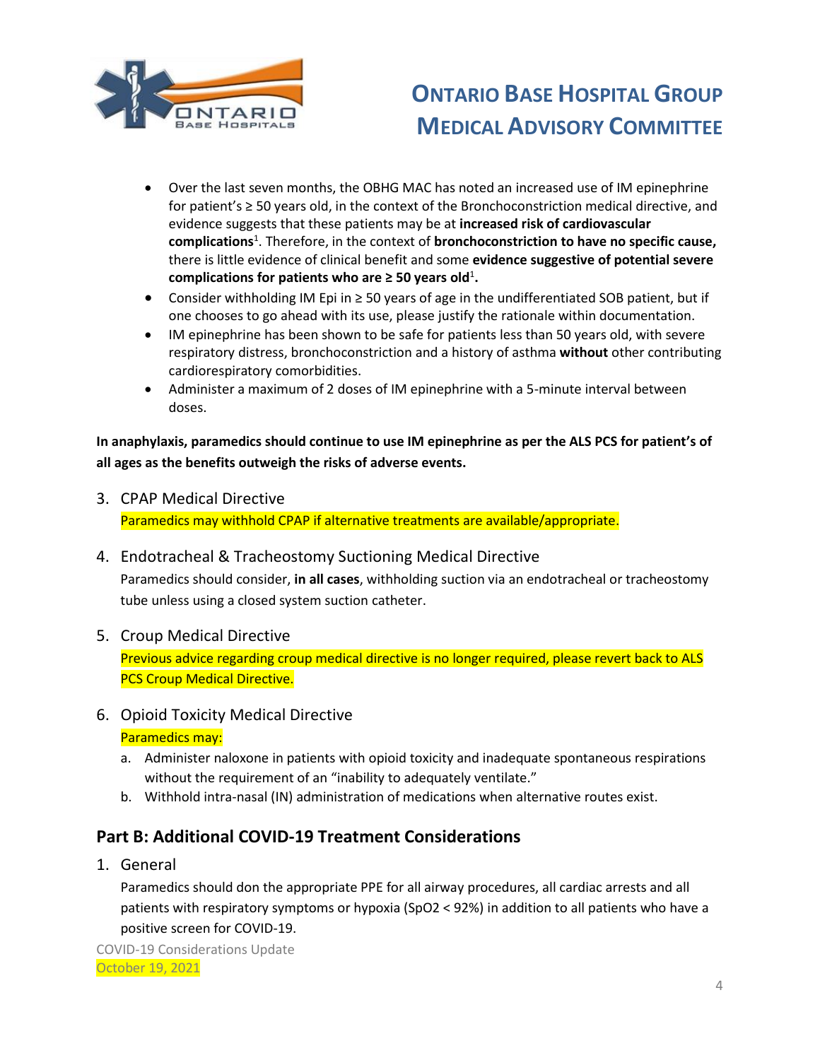- Over the last seven months, the OBHG MAC has noted an increased use of IM epinephrine for patient's ≥ 50 years old, in the context of the Bronchoconstriction medical directive, and evidence suggests that these patients may be at **increased risk of cardiovascular complications**[1]. Therefore, in the context of **bronchoconstriction to have no specific cause,** there is little evidence of clinical benefit and some **evidence suggestive of potential severe complications for patients who are ≥ 50 years old**[1]**.**
- Consider withholding IM Epi in ≥ 50 years of age in the undifferentiated SOB patient, but if one chooses to go ahead with its use, please justify the rationale within documentation.
- IM epinephrine has been shown to be safe for patients less than 50 years old, with severe respiratory distress, bronchoconstriction and a history of asthma **without** other contributing cardiorespiratory comorbidities.
- Administer a maximum of 2 doses of IM epinephrine with a 5-minute interval between doses.

**In anaphylaxis, paramedics should continue to use IM epinephrine as per the ALS PCS for patient's of all ages as the benefits outweigh the risks of adverse events.**

3. CPAP Medical Directive

   Paramedics may withhold CPAP if alternative treatments are available/appropriate.

4. Endotracheal & Tracheostomy Suctioning Medical Directive

   Paramedics should consider, **in all cases**, withholding suction via an endotracheal or tracheostomy tube unless using a closed system suction catheter.

5. Croup Medical Directive

   Previous advice regarding croup medical directive is no longer required, please revert back to ALS PCS Croup Medical Directive.

6. Opioid Toxicity Medical Directive

   Paramedics may:

   a. Administer naloxone in patients with opioid toxicity and inadequate spontaneous respirations without the requirement of an "inability to adequately ventilate."
   b. Withhold intra-nasal (IN) administration of medications when alternative routes exist.

## Part B: Additional COVID-19 Treatment Considerations

1. General

   Paramedics should don the appropriate PPE for all airway procedures, all cardiac arrests and all patients with respiratory symptoms or hypoxia ($SpO_2$ < 92%) in addition to all patients who have a positive screen for COVID-19.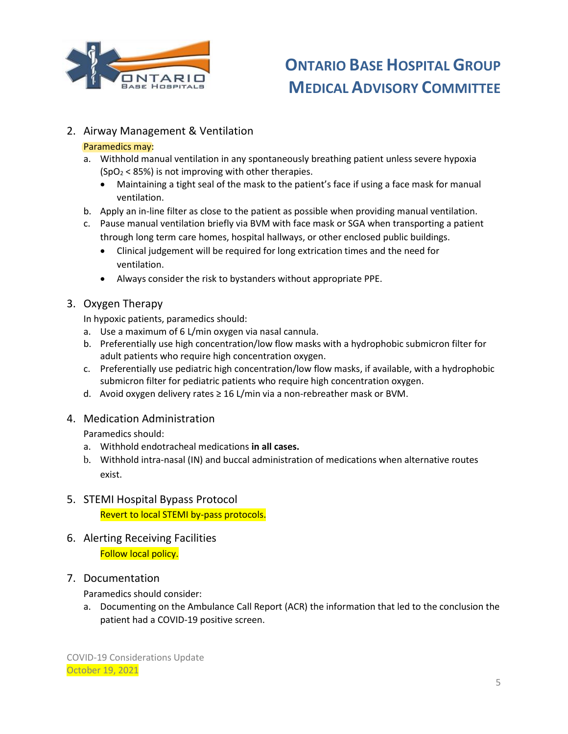## 2. Airway Management & Ventilation

Paramedics may:

a. Withhold manual ventilation in any spontaneously breathing patient unless severe hypoxia ($SpO_2$ < 85%) is not improving with other therapies.
   - Maintaining a tight seal of the mask to the patient's face if using a face mask for manual ventilation.

b. Apply an in-line filter as close to the patient as possible when providing manual ventilation.

c. Pause manual ventilation briefly via BVM with face mask or SGA when transporting a patient through long term care homes, hospital hallways, or other enclosed public buildings.
   - Clinical judgement will be required for long extrication times and the need for ventilation.
   - Always consider the risk to bystanders without appropriate PPE.

## 3. Oxygen Therapy

In hypoxic patients, paramedics should:

a. Use a maximum of 6 L/min oxygen via nasal cannula.

b. Preferentially use high concentration/low flow masks with a hydrophobic submicron filter for adult patients who require high concentration oxygen.

c. Preferentially use pediatric high concentration/low flow masks, if available, with a hydrophobic submicron filter for pediatric patients who require high concentration oxygen.

d. Avoid oxygen delivery rates ≥ 16 L/min via a non-rebreather mask or BVM.

## 4. Medication Administration

Paramedics should:

a. Withhold endotracheal medications **in all cases.**

b. Withhold intra-nasal (IN) and buccal administration of medications when alternative routes exist.

## 5. STEMI Hospital Bypass Protocol

Revert to local STEMI by-pass protocols.

## 6. Alerting Receiving Facilities

Follow local policy.

## 7. Documentation

Paramedics should consider:

a. Documenting on the Ambulance Call Report (ACR) the information that led to the conclusion the patient had a COVID-19 positive screen.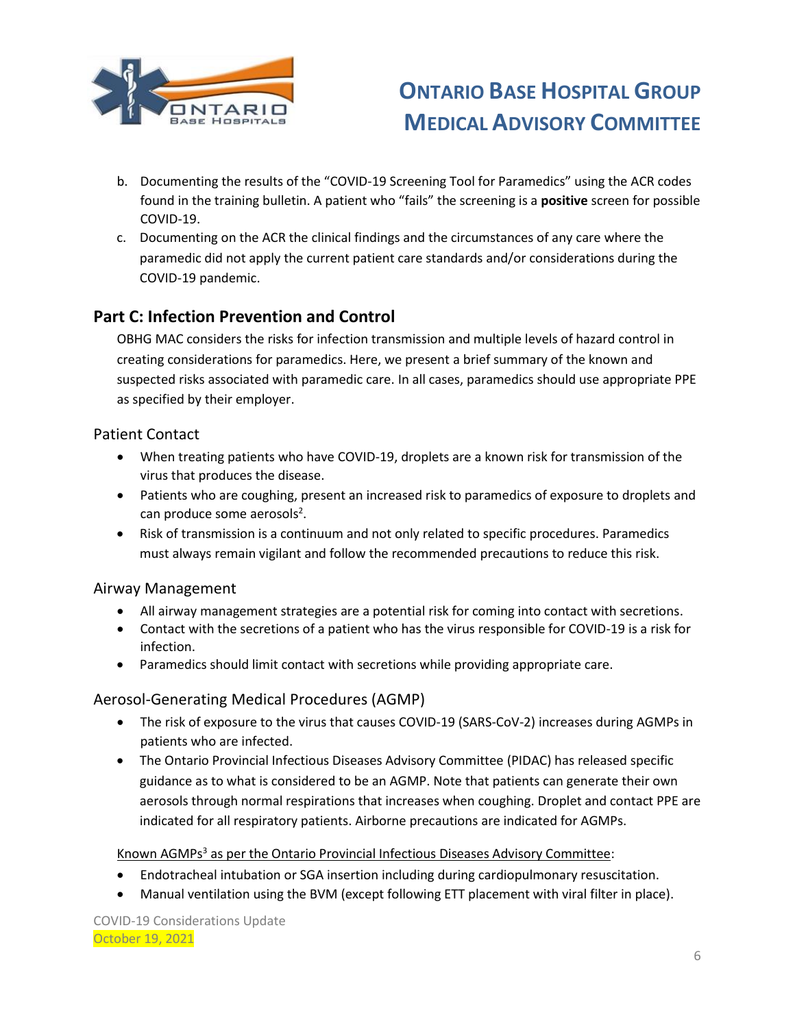b. Documenting the results of the "COVID-19 Screening Tool for Paramedics" using the ACR codes found in the training bulletin. A patient who "fails" the screening is a **positive** screen for possible COVID-19.
c. Documenting on the ACR the clinical findings and the circumstances of any care where the paramedic did not apply the current patient care standards and/or considerations during the COVID-19 pandemic.

## Part C: Infection Prevention and Control

OBHG MAC considers the risks for infection transmission and multiple levels of hazard control in creating considerations for paramedics. Here, we present a brief summary of the known and suspected risks associated with paramedic care. In all cases, paramedics should use appropriate PPE as specified by their employer.

### Patient Contact

- When treating patients who have COVID-19, droplets are a known risk for transmission of the virus that produces the disease.
- Patients who are coughing, present an increased risk to paramedics of exposure to droplets and can produce some aerosols[2].
- Risk of transmission is a continuum and not only related to specific procedures. Paramedics must always remain vigilant and follow the recommended precautions to reduce this risk.

### Airway Management

- All airway management strategies are a potential risk for coming into contact with secretions.
- Contact with the secretions of a patient who has the virus responsible for COVID-19 is a risk for infection.
- Paramedics should limit contact with secretions while providing appropriate care.

### Aerosol-Generating Medical Procedures (AGMP)

- The risk of exposure to the virus that causes COVID-19 (SARS-CoV-2) increases during AGMPs in patients who are infected.
- The Ontario Provincial Infectious Diseases Advisory Committee (PIDAC) has released specific guidance as to what is considered to be an AGMP. Note that patients can generate their own aerosols through normal respirations that increases when coughing. Droplet and contact PPE are indicated for all respiratory patients. Airborne precautions are indicated for AGMPs.

Known AGMPs[3] as per the Ontario Provincial Infectious Diseases Advisory Committee:

- Endotracheal intubation or SGA insertion including during cardiopulmonary resuscitation.
- Manual ventilation using the BVM (except following ETT placement with viral filter in place).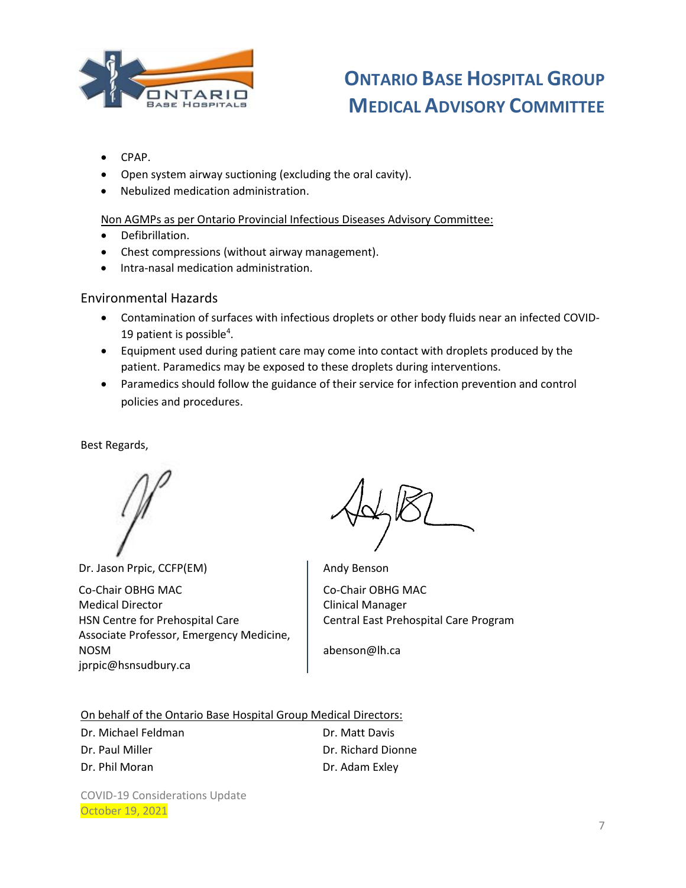- CPAP.
- Open system airway suctioning (excluding the oral cavity).
- Nebulized medication administration.

Non AGMPs as per Ontario Provincial Infectious Diseases Advisory Committee:

- Defibrillation.
- Chest compressions (without airway management).
- Intra-nasal medication administration.

## Environmental Hazards

- Contamination of surfaces with infectious droplets or other body fluids near an infected COVID-19 patient is possible[4].
- Equipment used during patient care may come into contact with droplets produced by the patient. Paramedics may be exposed to these droplets during interventions.
- Paramedics should follow the guidance of their service for infection prevention and control policies and procedures.

Best Regards,

Dr. Jason Prpic, CCFP(EM)

Co-Chair OBHG MAC
Medical Director
HSN Centre for Prehospital Care
Associate Professor, Emergency Medicine, NOSM
jprpic@hsnsudbury.ca

Andy Benson

Co-Chair OBHG MAC
Clinical Manager
Central East Prehospital Care Program

abenson@lh.ca

On behalf of the Ontario Base Hospital Group Medical Directors:

Dr. Michael Feldman
Dr. Paul Miller
Dr. Phil Moran
Dr. Matt Davis
Dr. Richard Dionne
Dr. Adam Exley

COVID-19 Considerations Update
October 19, 2021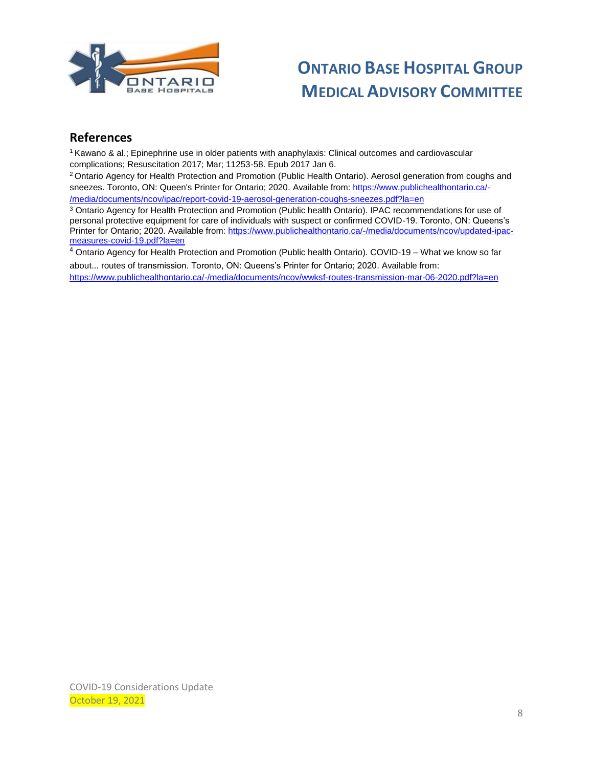## References

[1] Kawano & al.; Epinephrine use in older patients with anaphylaxis: Clinical outcomes and cardiovascular complications; Resuscitation 2017; Mar; 11253-58. Epub 2017 Jan 6.

[2] Ontario Agency for Health Protection and Promotion (Public Health Ontario). Aerosol generation from coughs and sneezes. Toronto, ON: Queen's Printer for Ontario; 2020. Available from: https://www.publichealthontario.ca/-/media/documents/ncov/ipac/report-covid-19-aerosol-generation-coughs-sneezes.pdf?la=en

[3] Ontario Agency for Health Protection and Promotion (Public health Ontario). IPAC recommendations for use of personal protective equipment for care of individuals with suspect or confirmed COVID-19. Toronto, ON: Queens's Printer for Ontario; 2020. Available from: https://www.publichealthontario.ca/-/media/documents/ncov/updated-ipac-measures-covid-19.pdf?la=en

[4] Ontario Agency for Health Protection and Promotion (Public health Ontario). COVID-19 – What we know so far about... routes of transmission. Toronto, ON: Queens's Printer for Ontario; 2020. Available from: https://www.publichealthontario.ca/-/media/documents/ncov/wwksf-routes-transmission-mar-06-2020.pdf?la=en